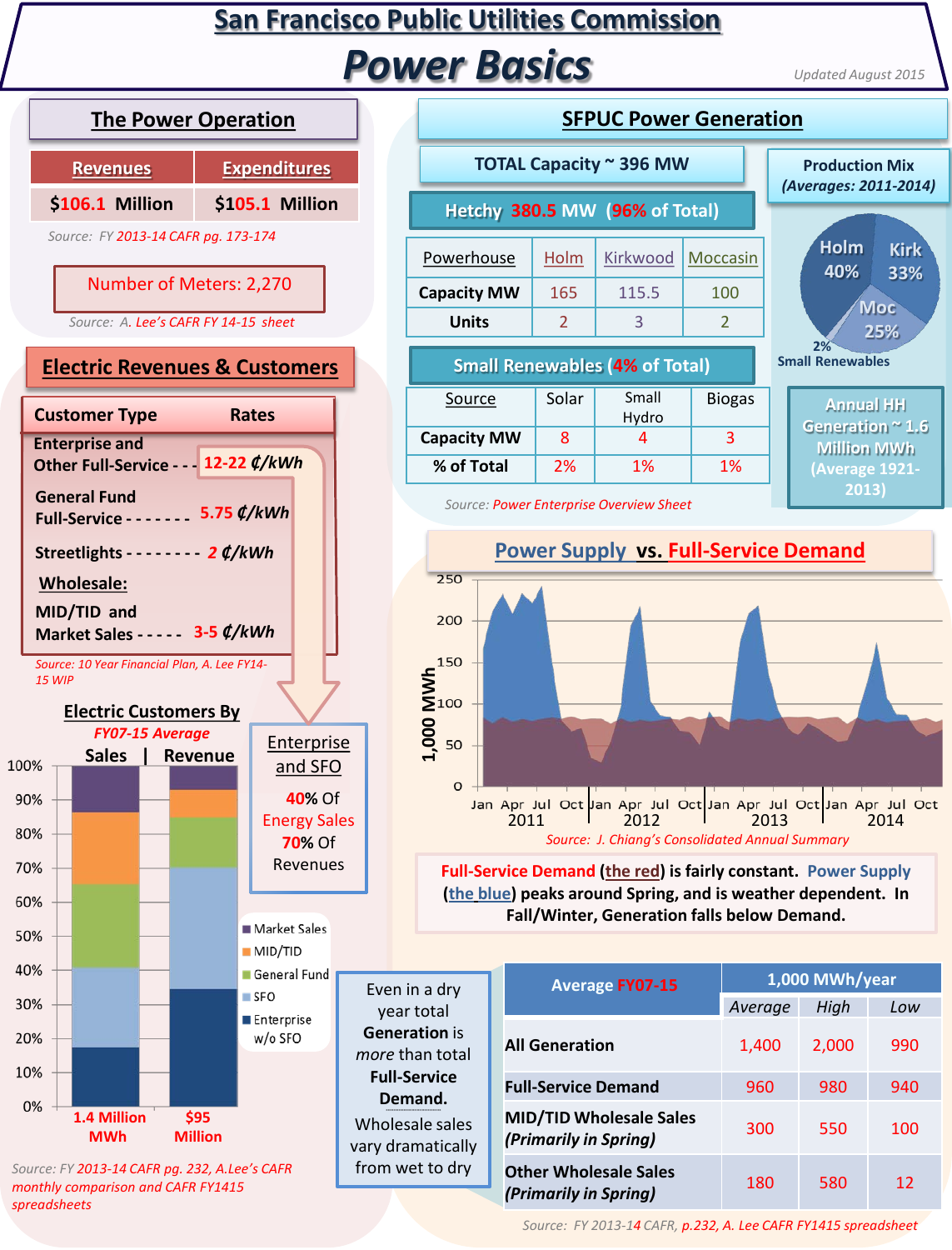# San Francisco Public Utilities Commission

# Power Basics

*Updated August 2015*

## The Power Operation

| Revenues | Expenditures |
|---|---|
| $106.1 Million | $105.1 Million |

Source: FY 2013-14 CAFR pg. 173-174

Number of Meters: 2,270

Source: A. Lee's CAFR FY 14-15 sheet

## Electric Revenues & Customers

| Customer Type | Rates |
|---|---|
| Enterprise and Other Full-Service | 12-22 ¢/kWh |
| General Fund Full-Service | 5.75 ¢/kWh |
| Streetlights | 2 ¢/kWh |
| **Wholesale:** | |
| MID/TID and Market Sales | 3-5 ¢/kWh |

Source: 10 Year Financial Plan, A. Lee FY14-15 WIP

### Electric Customers By

*FY07-15 Average*

Sales | Revenue

Legend: Market Sales, MID/TID, General Fund, SFO, Enterprise w/o SFO

Sales: 1.4 Million MWh — Revenue: $95 Million

Source: FY 2013-14 CAFR pg. 232, A.Lee's CAFR monthly comparison and CAFR FY1415 spreadsheets

**Enterprise and SFO**

40% Of Energy Sales

70% Of Revenues

## SFPUC Power Generation

TOTAL Capacity ~ 396 MW

**Hetchy 380.5 MW (96% of Total)**

| Powerhouse | Holm | Kirkwood | Moccasin |
|---|---|---|---|
| Capacity MW | 165 | 115.5 | 100 |
| Units | 2 | 3 | 2 |

**Small Renewables (4% of Total)**

| Source | Solar | Small Hydro | Biogas |
|---|---|---|---|
| Capacity MW | 8 | 4 | 3 |
| % of Total | 2% | 1% | 1% |

Source: Power Enterprise Overview Sheet

**Production Mix** *(Averages: 2011-2014)*

Holm 40%, Kirk 33%, Moc 25%, 2% Small Renewables

Annual HH Generation ~ 1.6 Million MWh (Average 1921-2013)

## Power Supply vs. Full-Service Demand

Source: J. Chiang's Consolidated Annual Summary

Full-Service Demand (the red) is fairly constant. Power Supply (the blue) peaks around Spring, and is weather dependent. In Fall/Winter, Generation falls below Demand.

Even in a dry year total **Generation** is *more* than total **Full-Service Demand.**

Wholesale sales vary dramatically from wet to dry

| Average FY07-15 | 1,000 MWh/year | | |
|---|---|---|---|
| | *Average* | *High* | *Low* |
| All Generation | 1,400 | 2,000 | 990 |
| Full-Service Demand | 960 | 980 | 940 |
| MID/TID Wholesale Sales *(Primarily in Spring)* | 300 | 550 | 100 |
| Other Wholesale Sales *(Primarily in Spring)* | 180 | 580 | 12 |

Source: FY 2013-14 CAFR, p.232, A. Lee CAFR FY1415 spreadsheet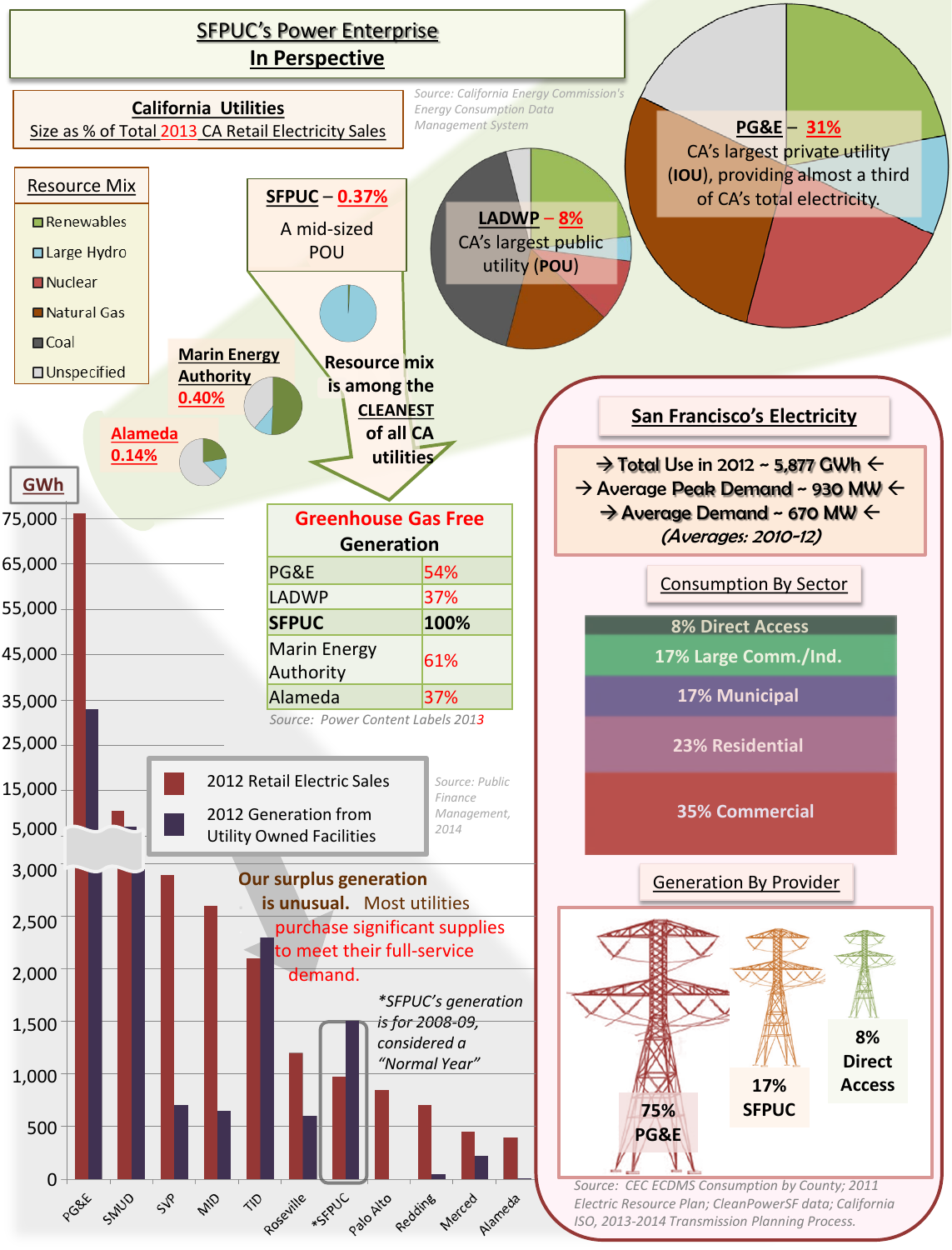# SFPUC's Power Enterprise In Perspective

## California Utilities
Size as % of Total 2013 CA Retail Electricity Sales

*Source: California Energy Commission's Energy Consumption Data Management System*

**Resource Mix**
- Renewables
- Large Hydro
- Nuclear
- Natural Gas
- Coal
- Unspecified

**PG&E – 31%**
CA's largest private utility (**IOU**), providing almost a third of CA's total electricity.

**LADWP – 8%**
CA's largest public utility (**POU**)

**SFPUC – 0.37%**
A mid-sized POU

Resource mix is among the **CLEANEST** of all CA utilities

**Marin Energy Authority 0.40%**

**Alameda 0.14%**

## Greenhouse Gas Free Generation

| | |
|---|---|
| PG&E | 54% |
| LADWP | 37% |
| **SFPUC** | **100%** |
| Marin Energy Authority | 61% |
| Alameda | 37% |

*Source: Power Content Labels 2013*

GWh

75,000
65,000
55,000
45,000
35,000
25,000
15,000
5,000
3,000
2,500
2,000
1,500
1,000
500
0

2012 Retail Electric Sales
2012 Generation from Utility Owned Facilities

*Source: Public Finance Management, 2014*

PG&E, SMUD, SVP, MID, TID, Roseville, *SFPUC, Palo Alto, Redding, Merced, Alameda

**Our surplus generation is unusual.** Most utilities purchase significant supplies to meet their full-service demand.

*\*SFPUC's generation is for 2008-09, considered a "Normal Year"*

## San Francisco's Electricity

→ Total Use in 2012 ~ 5,877 GWh ←
→ Average Peak Demand ~ 930 MW ←
→ Average Demand ~ 670 MW ←
*(Averages: 2010-12)*

### Consumption By Sector

8% Direct Access
17% Large Comm./Ind.
17% Municipal
23% Residential
35% Commercial

### Generation By Provider

75% PG&E
17% SFPUC
8% Direct Access

*Source: CEC ECDMS Consumption by County; 2011 Electric Resource Plan; CleanPowerSF data; California ISO, 2013-2014 Transmission Planning Process.*